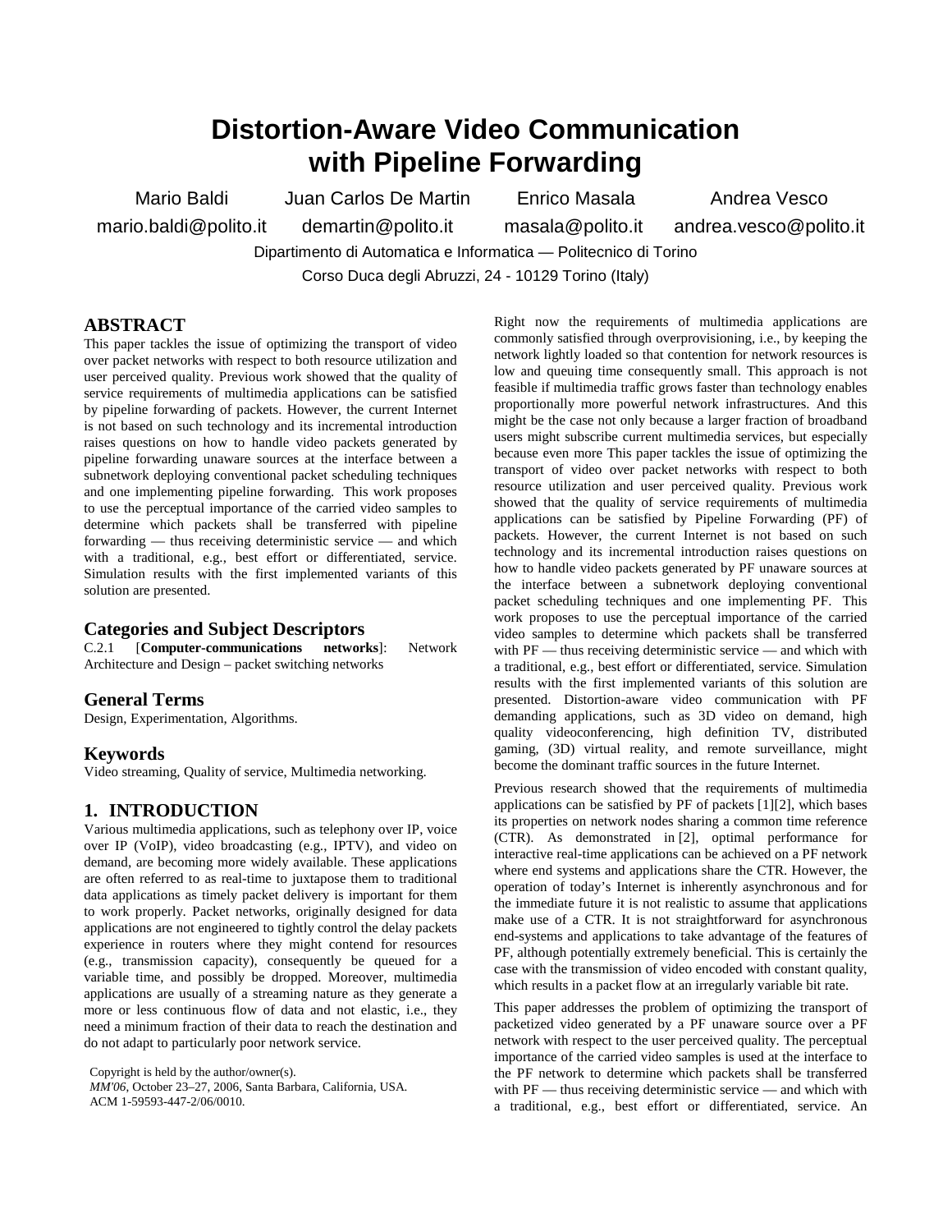# Distortion-Aware Video Communication with Pipeline Forwarding

Mario Baldi — mario.baldi@polito.it
Juan Carlos De Martin — demartin@polito.it
Enrico Masala — masala@polito.it
Andrea Vesco — andrea.vesco@polito.it

Dipartimento di Automatica e Informatica — Politecnico di Torino
Corso Duca degli Abruzzi, 24 - 10129 Torino (Italy)

## ABSTRACT

This paper tackles the issue of optimizing the transport of video over packet networks with respect to both resource utilization and user perceived quality. Previous work showed that the quality of service requirements of multimedia applications can be satisfied by pipeline forwarding of packets. However, the current Internet is not based on such technology and its incremental introduction raises questions on how to handle video packets generated by pipeline forwarding unaware sources at the interface between a subnetwork deploying conventional packet scheduling techniques and one implementing pipeline forwarding. This work proposes to use the perceptual importance of the carried video samples to determine which packets shall be transferred with pipeline forwarding — thus receiving deterministic service — and which with a traditional, e.g., best effort or differentiated, service. Simulation results with the first implemented variants of this solution are presented.

## Categories and Subject Descriptors

C.2.1 [**Computer-communications networks**]: Network Architecture and Design – packet switching networks

## General Terms

Design, Experimentation, Algorithms.

## Keywords

Video streaming, Quality of service, Multimedia networking.

## 1. INTRODUCTION

Various multimedia applications, such as telephony over IP, voice over IP (VoIP), video broadcasting (e.g., IPTV), and video on demand, are becoming more widely available. These applications are often referred to as real-time to juxtapose them to traditional data applications as timely packet delivery is important for them to work properly. Packet networks, originally designed for data applications are not engineered to tightly control the delay packets experience in routers where they might contend for resources (e.g., transmission capacity), consequently be queued for a variable time, and possibly be dropped. Moreover, multimedia applications are usually of a streaming nature as they generate a more or less continuous flow of data and not elastic, i.e., they need a minimum fraction of their data to reach the destination and do not adapt to particularly poor network service.

Copyright is held by the author/owner(s).
*MM'06*, October 23–27, 2006, Santa Barbara, California, USA.
ACM 1-59593-447-2/06/0010.

Right now the requirements of multimedia applications are commonly satisfied through overprovisioning, i.e., by keeping the network lightly loaded so that contention for network resources is low and queuing time consequently small. This approach is not feasible if multimedia traffic grows faster than technology enables proportionally more powerful network infrastructures. And this might be the case not only because a larger fraction of broadband users might subscribe current multimedia services, but especially because even more This paper tackles the issue of optimizing the transport of video over packet networks with respect to both resource utilization and user perceived quality. Previous work showed that the quality of service requirements of multimedia applications can be satisfied by Pipeline Forwarding (PF) of packets. However, the current Internet is not based on such technology and its incremental introduction raises questions on how to handle video packets generated by PF unaware sources at the interface between a subnetwork deploying conventional packet scheduling techniques and one implementing PF. This work proposes to use the perceptual importance of the carried video samples to determine which packets shall be transferred with PF — thus receiving deterministic service — and which with a traditional, e.g., best effort or differentiated, service. Simulation results with the first implemented variants of this solution are presented. Distortion-aware video communication with PF demanding applications, such as 3D video on demand, high quality videoconferencing, high definition TV, distributed gaming, (3D) virtual reality, and remote surveillance, might become the dominant traffic sources in the future Internet.

Previous research showed that the requirements of multimedia applications can be satisfied by PF of packets [1][2], which bases its properties on network nodes sharing a common time reference (CTR). As demonstrated in [2], optimal performance for interactive real-time applications can be achieved on a PF network where end systems and applications share the CTR. However, the operation of today's Internet is inherently asynchronous and for the immediate future it is not realistic to assume that applications make use of a CTR. It is not straightforward for asynchronous end-systems and applications to take advantage of the features of PF, although potentially extremely beneficial. This is certainly the case with the transmission of video encoded with constant quality, which results in a packet flow at an irregularly variable bit rate.

This paper addresses the problem of optimizing the transport of packetized video generated by a PF unaware source over a PF network with respect to the user perceived quality. The perceptual importance of the carried video samples is used at the interface to the PF network to determine which packets shall be transferred with PF — thus receiving deterministic service — and which with a traditional, e.g., best effort or differentiated, service. An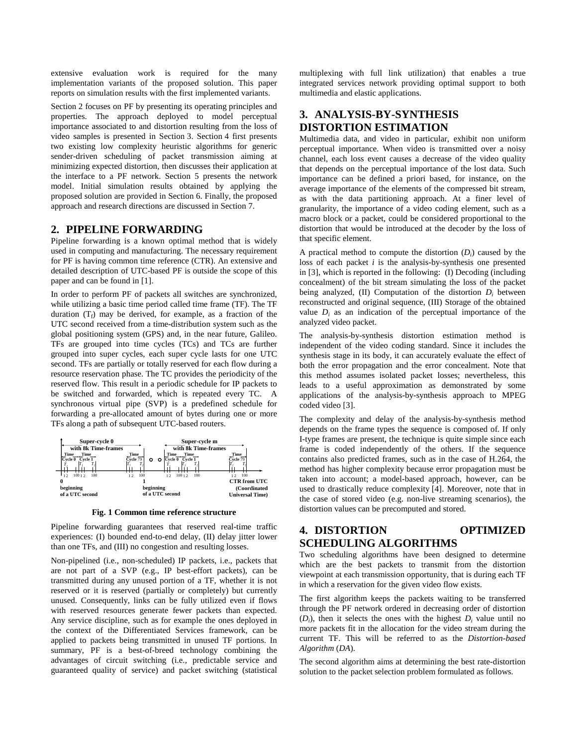extensive evaluation work is required for the many implementation variants of the proposed solution. This paper reports on simulation results with the first implemented variants.

Section 2 focuses on PF by presenting its operating principles and properties. The approach deployed to model perceptual importance associated to and distortion resulting from the loss of video samples is presented in Section 3. Section 4 first presents two existing low complexity heuristic algorithms for generic sender-driven scheduling of packet transmission aiming at minimizing expected distortion, then discusses their application at the interface to a PF network. Section 5 presents the network model. Initial simulation results obtained by applying the proposed solution are provided in Section 6. Finally, the proposed approach and research directions are discussed in Section 7.

## 2. PIPELINE FORWARDING

Pipeline forwarding is a known optimal method that is widely used in computing and manufacturing. The necessary requirement for PF is having common time reference (CTR). An extensive and detailed description of UTC-based PF is outside the scope of this paper and can be found in [1].

In order to perform PF of packets all switches are synchronized, while utilizing a basic time period called time frame (TF). The TF duration ($T_f$) may be derived, for example, as a fraction of the UTC second received from a time-distribution system such as the global positioning system (GPS) and, in the near future, Galileo. TFs are grouped into time cycles (TCs) and TCs are further grouped into super cycles, each super cycle lasts for one UTC second. TFs are partially or totally reserved for each flow during a resource reservation phase. The TC provides the periodicity of the reserved flow. This result in a periodic schedule for IP packets to be switched and forwarded, which is repeated every TC. A synchronous virtual pipe (SVP) is a predefined schedule for forwarding a pre-allocated amount of bytes during one or more TFs along a path of subsequent UTC-based routers.

Super-cycle 0
with 8k Time-frames
Time Cycle 0
Time Cycle 1
Time Cycle 79
$T_f$
1 2 100 1 2 100 1 2 100
0
beginning
of a UTC second
Super-cycle m
with 8k Time-frames
Time Cycle 0
Time Cycle 1
Time Cycle 79
1 2 100 1 2 100 1 2 100
1
beginning
of a UTC second
CTR from UTC
(Coordinated
Universal Time)

**Fig. 1 Common time reference structure**

Pipeline forwarding guarantees that reserved real-time traffic experiences: (I) bounded end-to-end delay, (II) delay jitter lower than one TFs, and (III) no congestion and resulting losses.

Non-pipelined (i.e., non-scheduled) IP packets, i.e., packets that are not part of a SVP (e.g., IP best-effort packets), can be transmitted during any unused portion of a TF, whether it is not reserved or it is reserved (partially or completely) but currently unused. Consequently, links can be fully utilized even if flows with reserved resources generate fewer packets than expected. Any service discipline, such as for example the ones deployed in the context of the Differentiated Services framework, can be applied to packets being transmitted in unused TF portions. In summary, PF is a best-of-breed technology combining the advantages of circuit switching (i.e., predictable service and guaranteed quality of service) and packet switching (statistical multiplexing with full link utilization) that enables a true integrated services network providing optimal support to both multimedia and elastic applications.

## 3. ANALYSIS-BY-SYNTHESIS DISTORTION ESTIMATION

Multimedia data, and video in particular, exhibit non uniform perceptual importance. When video is transmitted over a noisy channel, each loss event causes a decrease of the video quality that depends on the perceptual importance of the lost data. Such importance can be defined a priori based, for instance, on the average importance of the elements of the compressed bit stream, as with the data partitioning approach. At a finer level of granularity, the importance of a video coding element, such as a macro block or a packet, could be considered proportional to the distortion that would be introduced at the decoder by the loss of that specific element.

A practical method to compute the distortion ($D_i$) caused by the loss of each packet $i$ is the analysis-by-synthesis one presented in [3], which is reported in the following: (I) Decoding (including concealment) of the bit stream simulating the loss of the packet being analyzed, (II) Computation of the distortion $D_i$ between reconstructed and original sequence, (III) Storage of the obtained value $D_i$ as an indication of the perceptual importance of the analyzed video packet.

The analysis-by-synthesis distortion estimation method is independent of the video coding standard. Since it includes the synthesis stage in its body, it can accurately evaluate the effect of both the error propagation and the error concealment. Note that this method assumes isolated packet losses; nevertheless, this leads to a useful approximation as demonstrated by some applications of the analysis-by-synthesis approach to MPEG coded video [3].

The complexity and delay of the analysis-by-synthesis method depends on the frame types the sequence is composed of. If only I-type frames are present, the technique is quite simple since each frame is coded independently of the others. If the sequence contains also predicted frames, such as in the case of H.264, the method has higher complexity because error propagation must be taken into account; a model-based approach, however, can be used to drastically reduce complexity [4]. Moreover, note that in the case of stored video (e.g. non-live streaming scenarios), the distortion values can be precomputed and stored.

## 4. DISTORTION OPTIMIZED SCHEDULING ALGORITHMS

Two scheduling algorithms have been designed to determine which are the best packets to transmit from the distortion viewpoint at each transmission opportunity, that is during each TF in which a reservation for the given video flow exists.

The first algorithm keeps the packets waiting to be transferred through the PF network ordered in decreasing order of distortion ($D_i$), then it selects the ones with the highest $D_i$ value until no more packets fit in the allocation for the video stream during the current TF. This will be referred to as the *Distortion-based Algorithm* (*DA*).

The second algorithm aims at determining the best rate-distortion solution to the packet selection problem formulated as follows.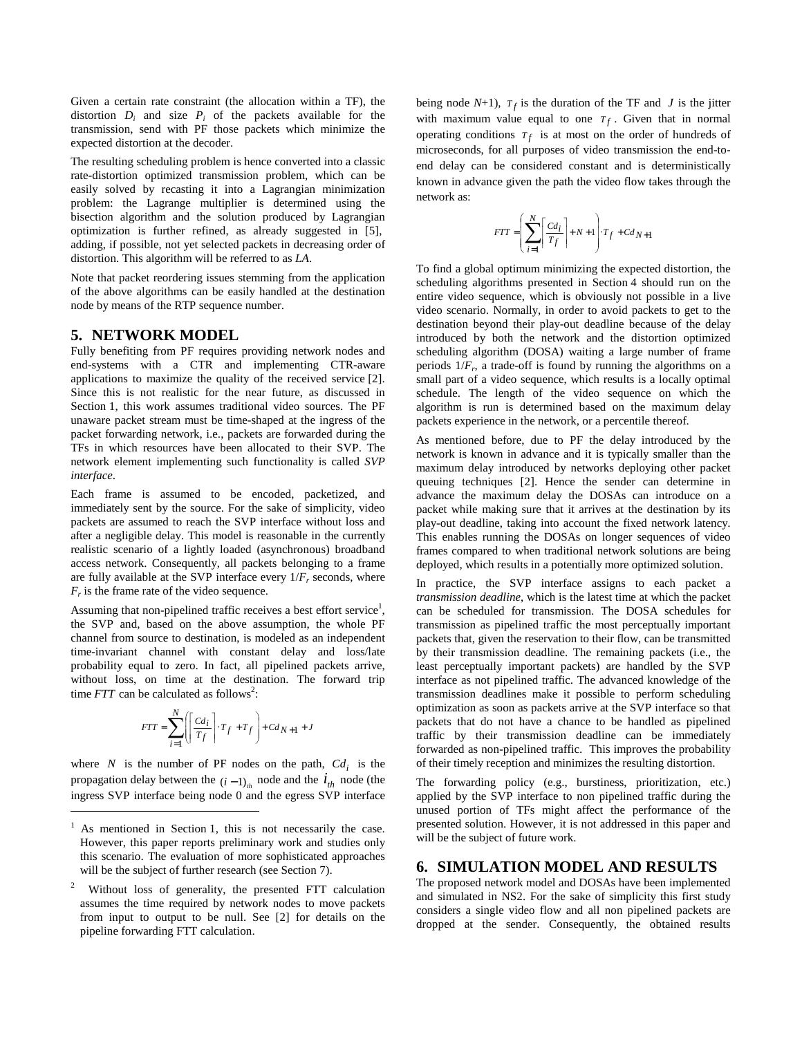Given a certain rate constraint (the allocation within a TF), the distortion $D_i$ and size $P_i$ of the packets available for the transmission, send with PF those packets which minimize the expected distortion at the decoder.

The resulting scheduling problem is hence converted into a classic rate-distortion optimized transmission problem, which can be easily solved by recasting it into a Lagrangian minimization problem: the Lagrange multiplier is determined using the bisection algorithm and the solution produced by Lagrangian optimization is further refined, as already suggested in [5], adding, if possible, not yet selected packets in decreasing order of distortion. This algorithm will be referred to as *LA*.

Note that packet reordering issues stemming from the application of the above algorithms can be easily handled at the destination node by means of the RTP sequence number.

## 5. NETWORK MODEL

Fully benefiting from PF requires providing network nodes and end-systems with a CTR and implementing CTR-aware applications to maximize the quality of the received service [2]. Since this is not realistic for the near future, as discussed in Section 1, this work assumes traditional video sources. The PF unaware packet stream must be time-shaped at the ingress of the packet forwarding network, i.e., packets are forwarded during the TFs in which resources have been allocated to their SVP. The network element implementing such functionality is called *SVP interface*.

Each frame is assumed to be encoded, packetized, and immediately sent by the source. For the sake of simplicity, video packets are assumed to reach the SVP interface without loss and after a negligible delay. This model is reasonable in the currently realistic scenario of a lightly loaded (asynchronous) broadband access network. Consequently, all packets belonging to a frame are fully available at the SVP interface every $1/F_r$ seconds, where $F_r$ is the frame rate of the video sequence.

Assuming that non-pipelined traffic receives a best effort service[1], the SVP and, based on the above assumption, the whole PF channel from source to destination, is modeled as an independent time-invariant channel with constant delay and loss/late probability equal to zero. In fact, all pipelined packets arrive, without loss, on time at the destination. The forward trip time $FTT$ can be calculated as follows[2]:

$$FTT = \sum_{i=1}^{N} \left( \left\lceil \frac{Cd_i}{T_f} \right\rceil \cdot T_f + T_f \right) + Cd_{N+1} + J$$

where $N$ is the number of PF nodes on the path, $Cd_i$ is the propagation delay between the $(i-1)_{th}$ node and the $i_{th}$ node (the ingress SVP interface being node 0 and the egress SVP interface being node $N$+1), $T_f$ is the duration of the TF and $J$ is the jitter with maximum value equal to one $T_f$. Given that in normal operating conditions $T_f$ is at most on the order of hundreds of microseconds, for all purposes of video transmission the end-to-end delay can be considered constant and is deterministically known in advance given the path the video flow takes through the network as:

$$FTT = \left( \sum_{i=1}^{N} \left\lceil \frac{Cd_i}{T_f} \right\rceil + N + 1 \right) \cdot T_f + Cd_{N+1}$$

To find a global optimum minimizing the expected distortion, the scheduling algorithms presented in Section 4 should run on the entire video sequence, which is obviously not possible in a live video scenario. Normally, in order to avoid packets to get to the destination beyond their play-out deadline because of the delay introduced by both the network and the distortion optimized scheduling algorithm (DOSA) waiting a large number of frame periods $1/F_r$, a trade-off is found by running the algorithms on a small part of a video sequence, which results is a locally optimal schedule. The length of the video sequence on which the algorithm is run is determined based on the maximum delay packets experience in the network, or a percentile thereof.

As mentioned before, due to PF the delay introduced by the network is known in advance and it is typically smaller than the maximum delay introduced by networks deploying other packet queuing techniques [2]. Hence the sender can determine in advance the maximum delay the DOSAs can introduce on a packet while making sure that it arrives at the destination by its play-out deadline, taking into account the fixed network latency. This enables running the DOSAs on longer sequences of video frames compared to when traditional network solutions are being deployed, which results in a potentially more optimized solution.

In practice, the SVP interface assigns to each packet a *transmission deadline*, which is the latest time at which the packet can be scheduled for transmission. The DOSA schedules for transmission as pipelined traffic the most perceptually important packets that, given the reservation to their flow, can be transmitted by their transmission deadline. The remaining packets (i.e., the least perceptually important packets) are handled by the SVP interface as not pipelined traffic. The advanced knowledge of the transmission deadlines make it possible to perform scheduling optimization as soon as packets arrive at the SVP interface so that packets that do not have a chance to be handled as pipelined traffic by their transmission deadline can be immediately forwarded as non-pipelined traffic. This improves the probability of their timely reception and minimizes the resulting distortion.

The forwarding policy (e.g., burstiness, prioritization, etc.) applied by the SVP interface to non pipelined traffic during the unused portion of TFs might affect the performance of the presented solution. However, it is not addressed in this paper and will be the subject of future work.

## 6. SIMULATION MODEL AND RESULTS

The proposed network model and DOSAs have been implemented and simulated in NS2. For the sake of simplicity this first study considers a single video flow and all non pipelined packets are dropped at the sender. Consequently, the obtained results

---

[1] As mentioned in Section 1, this is not necessarily the case. However, this paper reports preliminary work and studies only this scenario. The evaluation of more sophisticated approaches will be the subject of further research (see Section 7).

[2] Without loss of generality, the presented FTT calculation assumes the time required by network nodes to move packets from input to output to be null. See [2] for details on the pipeline forwarding FTT calculation.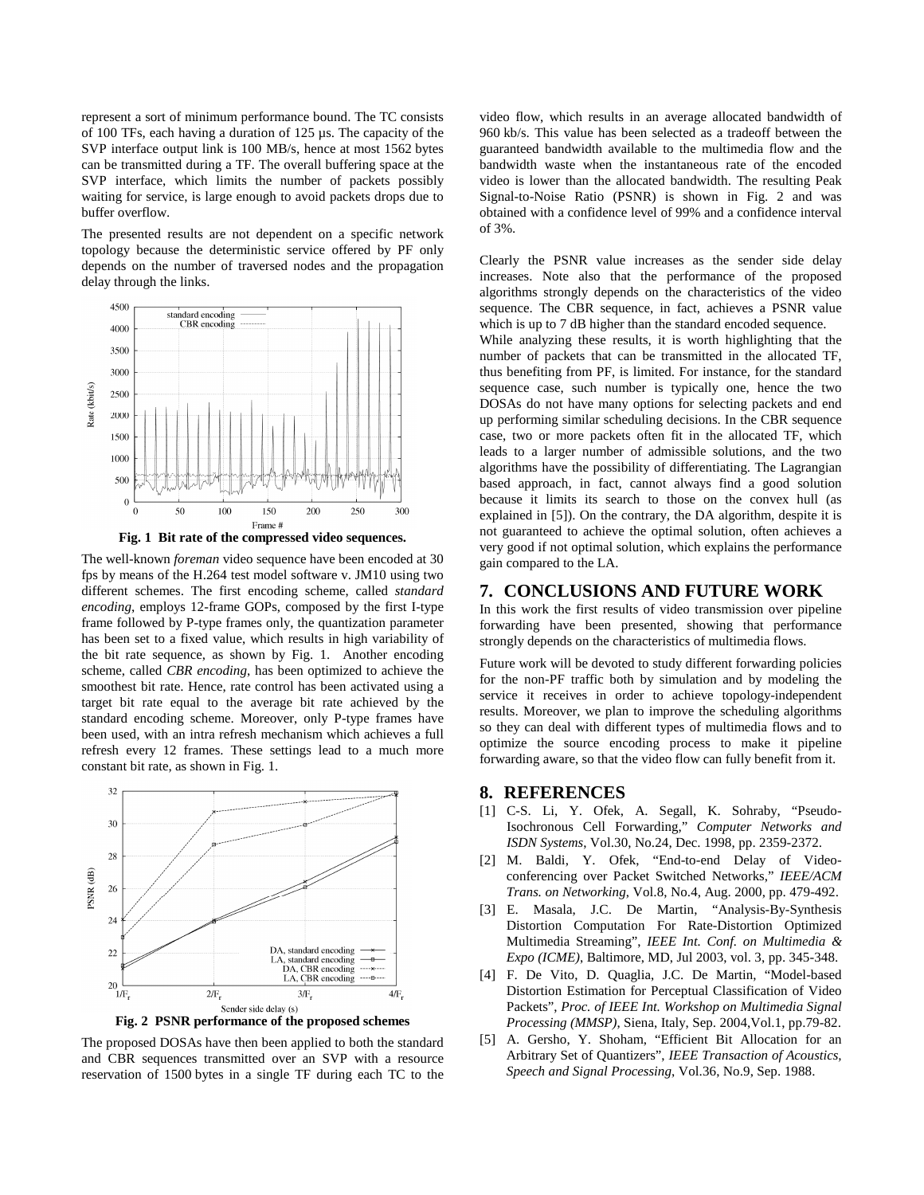represent a sort of minimum performance bound. The TC consists of 100 TFs, each having a duration of 125 μs. The capacity of the SVP interface output link is 100 MB/s, hence at most 1562 bytes can be transmitted during a TF. The overall buffering space at the SVP interface, which limits the number of packets possibly waiting for service, is large enough to avoid packets drops due to buffer overflow.

The presented results are not dependent on a specific network topology because the deterministic service offered by PF only depends on the number of traversed nodes and the propagation delay through the links.

Rate (kbit/s)
Frame #
standard encoding
CBR encoding
0
500
1000
1500
2000
2500
3000
3500
4000
4500
0
50
100
150
200
250
300

**Fig. 1 Bit rate of the compressed video sequences.**

The well-known *foreman* video sequence have been encoded at 30 fps by means of the H.264 test model software v. JM10 using two different schemes. The first encoding scheme, called *standard encoding*, employs 12-frame GOPs, composed by the first I-type frame followed by P-type frames only, the quantization parameter has been set to a fixed value, which results in high variability of the bit rate sequence, as shown by Fig. 1. Another encoding scheme, called *CBR encoding*, has been optimized to achieve the smoothest bit rate. Hence, rate control has been activated using a target bit rate equal to the average bit rate achieved by the standard encoding scheme. Moreover, only P-type frames have been used, with an intra refresh mechanism which achieves a full refresh every 12 frames. These settings lead to a much more constant bit rate, as shown in Fig. 1.

PSNR (dB)
Sender side delay (s)
DA, standard encoding
LA, standard encoding
DA, CBR encoding
LA, CBR encoding
20
22
24
26
28
30
32
$1/F_r$
$2/F_r$
$3/F_r$
$4/F_r$

**Fig. 2 PSNR performance of the proposed schemes**

The proposed DOSAs have then been applied to both the standard and CBR sequences transmitted over an SVP with a resource reservation of 1500 bytes in a single TF during each TC to the video flow, which results in an average allocated bandwidth of 960 kb/s. This value has been selected as a tradeoff between the guaranteed bandwidth available to the multimedia flow and the bandwidth waste when the instantaneous rate of the encoded video is lower than the allocated bandwidth. The resulting Peak Signal-to-Noise Ratio (PSNR) is shown in Fig. 2 and was obtained with a confidence level of 99% and a confidence interval of 3%.

Clearly the PSNR value increases as the sender side delay increases. Note also that the performance of the proposed algorithms strongly depends on the characteristics of the video sequence. The CBR sequence, in fact, achieves a PSNR value which is up to 7 dB higher than the standard encoded sequence.

While analyzing these results, it is worth highlighting that the number of packets that can be transmitted in the allocated TF, thus benefiting from PF, is limited. For instance, for the standard sequence case, such number is typically one, hence the two DOSAs do not have many options for selecting packets and end up performing similar scheduling decisions. In the CBR sequence case, two or more packets often fit in the allocated TF, which leads to a larger number of admissible solutions, and the two algorithms have the possibility of differentiating. The Lagrangian based approach, in fact, cannot always find a good solution because it limits its search to those on the convex hull (as explained in [5]). On the contrary, the DA algorithm, despite it is not guaranteed to achieve the optimal solution, often achieves a very good if not optimal solution, which explains the performance gain compared to the LA.

## 7. CONCLUSIONS AND FUTURE WORK

In this work the first results of video transmission over pipeline forwarding have been presented, showing that performance strongly depends on the characteristics of multimedia flows.

Future work will be devoted to study different forwarding policies for the non-PF traffic both by simulation and by modeling the service it receives in order to achieve topology-independent results. Moreover, we plan to improve the scheduling algorithms so they can deal with different types of multimedia flows and to optimize the source encoding process to make it pipeline forwarding aware, so that the video flow can fully benefit from it.

## 8. REFERENCES

[1] C-S. Li, Y. Ofek, A. Segall, K. Sohraby, "Pseudo-Isochronous Cell Forwarding," *Computer Networks and ISDN Systems*, Vol.30, No.24, Dec. 1998, pp. 2359-2372.

[2] M. Baldi, Y. Ofek, "End-to-end Delay of Video-conferencing over Packet Switched Networks," *IEEE/ACM Trans. on Networking*, Vol.8, No.4, Aug. 2000, pp. 479-492.

[3] E. Masala, J.C. De Martin, "Analysis-By-Synthesis Distortion Computation For Rate-Distortion Optimized Multimedia Streaming", *IEEE Int. Conf. on Multimedia & Expo (ICME)*, Baltimore, MD, Jul 2003, vol. 3, pp. 345-348.

[4] F. De Vito, D. Quaglia, J.C. De Martin, "Model-based Distortion Estimation for Perceptual Classification of Video Packets", *Proc. of IEEE Int. Workshop on Multimedia Signal Processing (MMSP)*, Siena, Italy, Sep. 2004,Vol.1, pp.79-82.

[5] A. Gersho, Y. Shoham, "Efficient Bit Allocation for an Arbitrary Set of Quantizers", *IEEE Transaction of Acoustics, Speech and Signal Processing*, Vol.36, No.9, Sep. 1988.